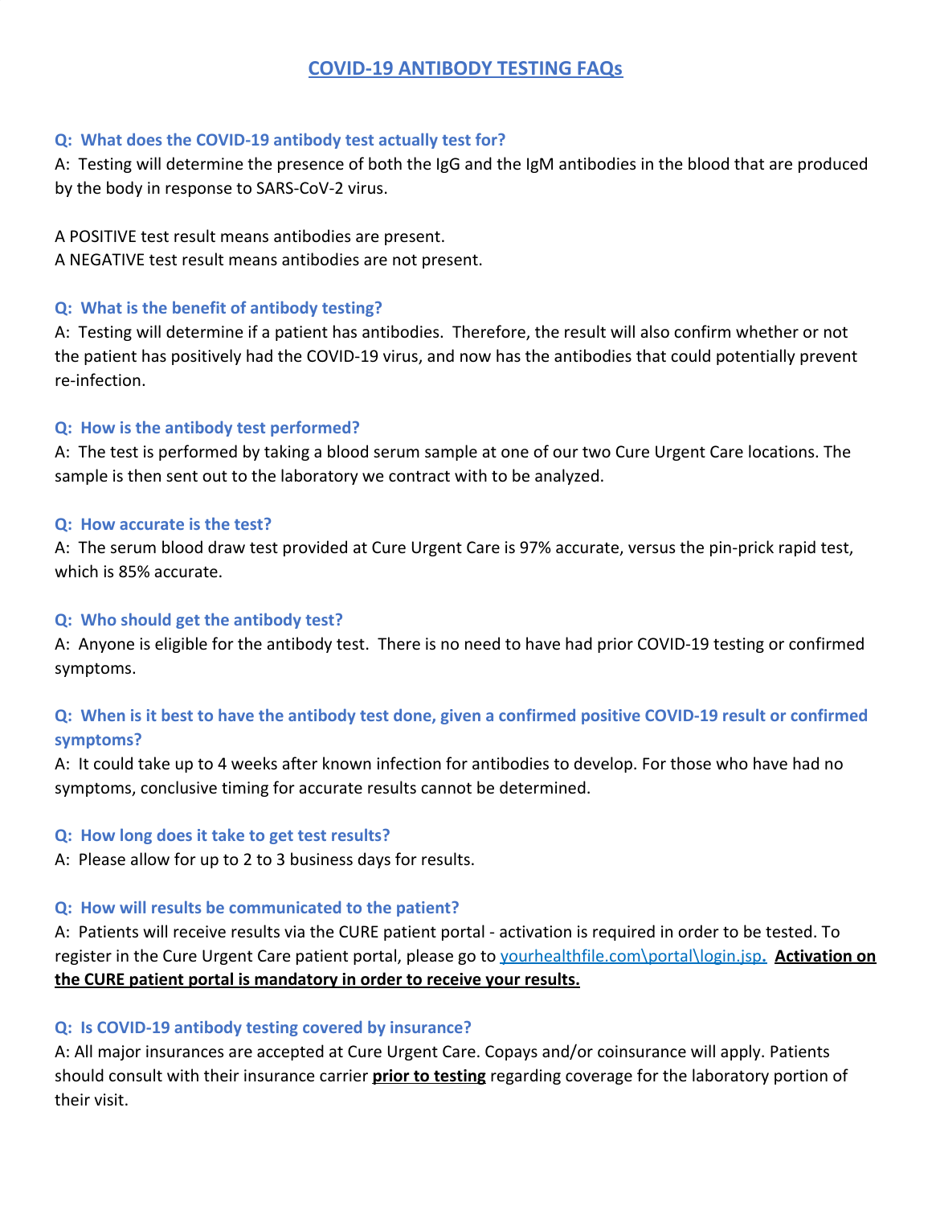# COVID-19 ANTIBODY TESTING FAQs

**Q: What does the COVID-19 antibody test actually test for?**

A: Testing will determine the presence of both the IgG and the IgM antibodies in the blood that are produced by the body in response to SARS-CoV-2 virus.

A POSITIVE test result means antibodies are present.
A NEGATIVE test result means antibodies are not present.

**Q: What is the benefit of antibody testing?**

A: Testing will determine if a patient has antibodies. Therefore, the result will also confirm whether or not the patient has positively had the COVID-19 virus, and now has the antibodies that could potentially prevent re-infection.

**Q: How is the antibody test performed?**

A: The test is performed by taking a blood serum sample at one of our two Cure Urgent Care locations. The sample is then sent out to the laboratory we contract with to be analyzed.

**Q: How accurate is the test?**

A: The serum blood draw test provided at Cure Urgent Care is 97% accurate, versus the pin-prick rapid test, which is 85% accurate.

**Q: Who should get the antibody test?**

A: Anyone is eligible for the antibody test. There is no need to have had prior COVID-19 testing or confirmed symptoms.

**Q: When is it best to have the antibody test done, given a confirmed positive COVID-19 result or confirmed symptoms?**

A: It could take up to 4 weeks after known infection for antibodies to develop. For those who have had no symptoms, conclusive timing for accurate results cannot be determined.

**Q: How long does it take to get test results?**

A: Please allow for up to 2 to 3 business days for results.

**Q: How will results be communicated to the patient?**

A: Patients will receive results via the CURE patient portal - activation is required in order to be tested. To register in the Cure Urgent Care patient portal, please go to yourhealthfile.com\portal\login.jsp. **Activation on the CURE patient portal is mandatory in order to receive your results.**

**Q: Is COVID-19 antibody testing covered by insurance?**

A: All major insurances are accepted at Cure Urgent Care. Copays and/or coinsurance will apply. Patients should consult with their insurance carrier **prior to testing** regarding coverage for the laboratory portion of their visit.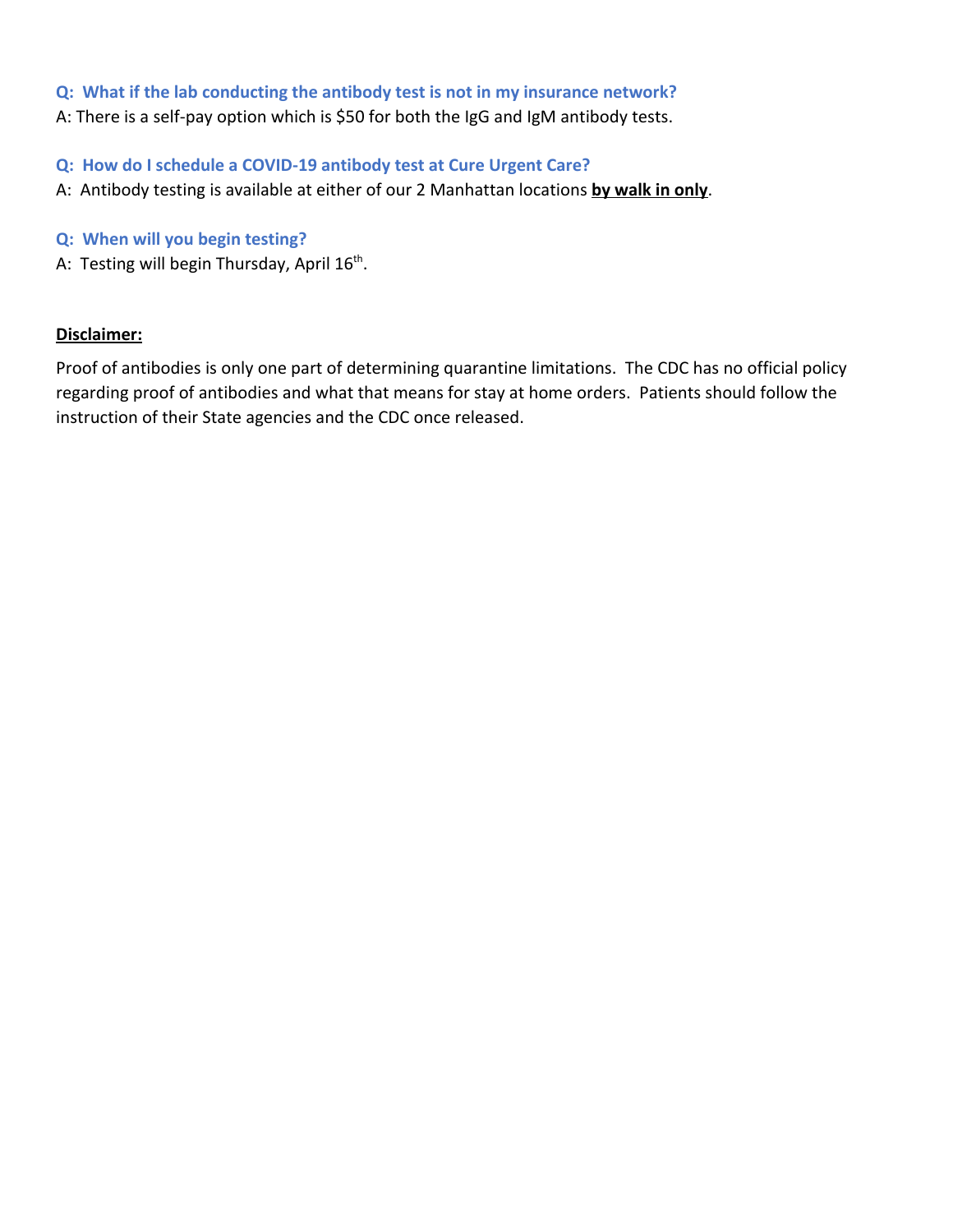**Q: What if the lab conducting the antibody test is not in my insurance network?**

A: There is a self-pay option which is $50 for both the IgG and IgM antibody tests.

**Q: How do I schedule a COVID-19 antibody test at Cure Urgent Care?**

A: Antibody testing is available at either of our 2 Manhattan locations **by walk in only**.

**Q: When will you begin testing?**

A: Testing will begin Thursday, April 16th.

**Disclaimer:**

Proof of antibodies is only one part of determining quarantine limitations. The CDC has no official policy regarding proof of antibodies and what that means for stay at home orders. Patients should follow the instruction of their State agencies and the CDC once released.